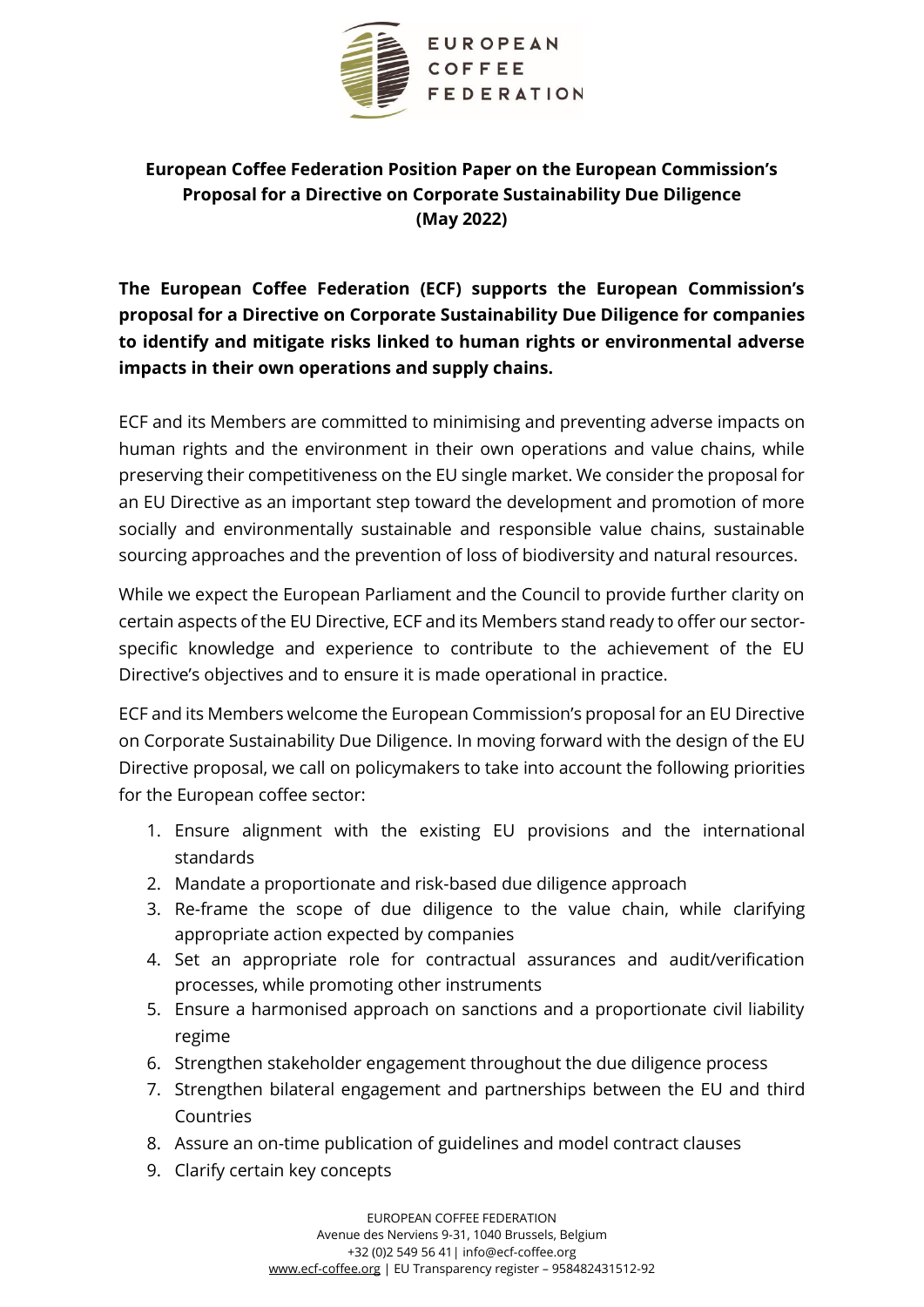# European Coffee Federation Position Paper on the European Commission's Proposal for a Directive on Corporate Sustainability Due Diligence (May 2022)

**The European Coffee Federation (ECF) supports the European Commission's proposal for a Directive on Corporate Sustainability Due Diligence for companies to identify and mitigate risks linked to human rights or environmental adverse impacts in their own operations and supply chains.**

ECF and its Members are committed to minimising and preventing adverse impacts on human rights and the environment in their own operations and value chains, while preserving their competitiveness on the EU single market. We consider the proposal for an EU Directive as an important step toward the development and promotion of more socially and environmentally sustainable and responsible value chains, sustainable sourcing approaches and the prevention of loss of biodiversity and natural resources.

While we expect the European Parliament and the Council to provide further clarity on certain aspects of the EU Directive, ECF and its Members stand ready to offer our sector-specific knowledge and experience to contribute to the achievement of the EU Directive's objectives and to ensure it is made operational in practice.

ECF and its Members welcome the European Commission's proposal for an EU Directive on Corporate Sustainability Due Diligence. In moving forward with the design of the EU Directive proposal, we call on policymakers to take into account the following priorities for the European coffee sector:

1. Ensure alignment with the existing EU provisions and the international standards
2. Mandate a proportionate and risk-based due diligence approach
3. Re-frame the scope of due diligence to the value chain, while clarifying appropriate action expected by companies
4. Set an appropriate role for contractual assurances and audit/verification processes, while promoting other instruments
5. Ensure a harmonised approach on sanctions and a proportionate civil liability regime
6. Strengthen stakeholder engagement throughout the due diligence process
7. Strengthen bilateral engagement and partnerships between the EU and third Countries
8. Assure an on-time publication of guidelines and model contract clauses
9. Clarify certain key concepts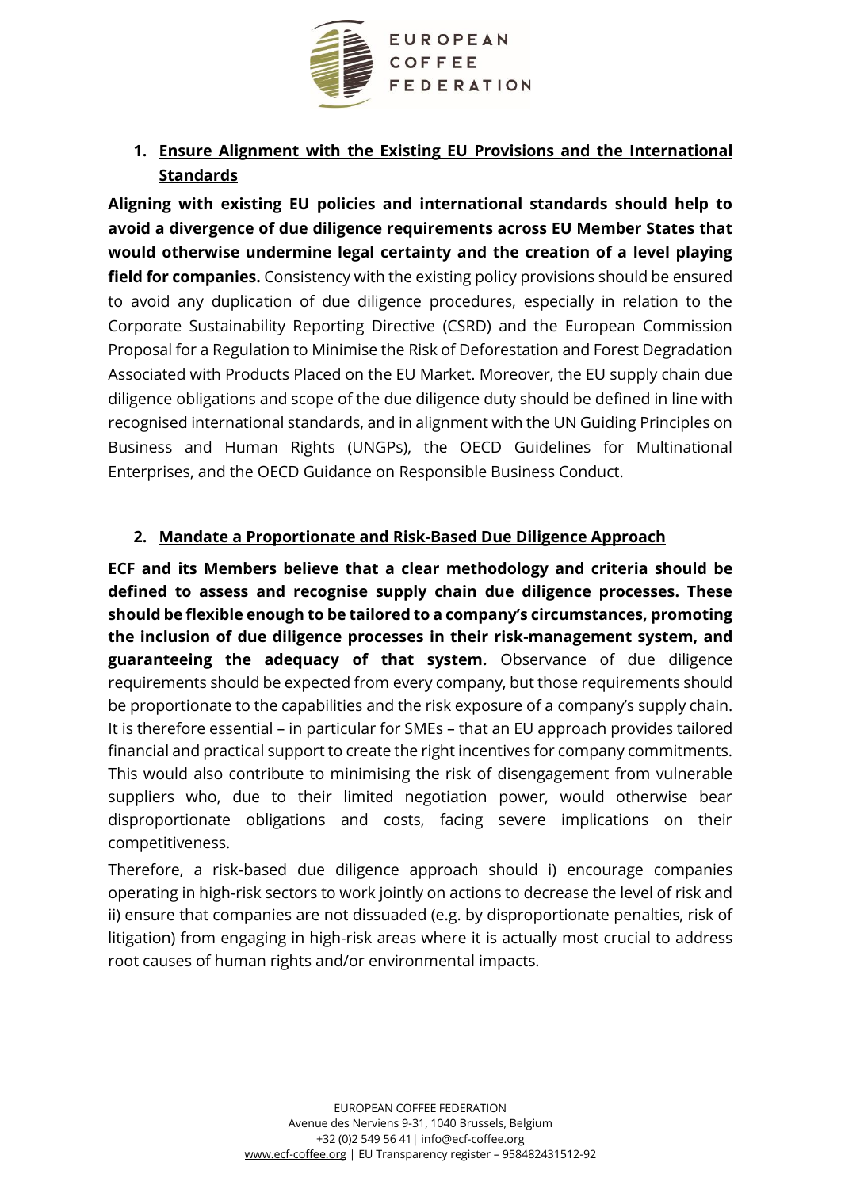1. **Ensure Alignment with the Existing EU Provisions and the International Standards**

**Aligning with existing EU policies and international standards should help to avoid a divergence of due diligence requirements across EU Member States that would otherwise undermine legal certainty and the creation of a level playing field for companies.** Consistency with the existing policy provisions should be ensured to avoid any duplication of due diligence procedures, especially in relation to the Corporate Sustainability Reporting Directive (CSRD) and the European Commission Proposal for a Regulation to Minimise the Risk of Deforestation and Forest Degradation Associated with Products Placed on the EU Market. Moreover, the EU supply chain due diligence obligations and scope of the due diligence duty should be defined in line with recognised international standards, and in alignment with the UN Guiding Principles on Business and Human Rights (UNGPs), the OECD Guidelines for Multinational Enterprises, and the OECD Guidance on Responsible Business Conduct.

2. **Mandate a Proportionate and Risk-Based Due Diligence Approach**

**ECF and its Members believe that a clear methodology and criteria should be defined to assess and recognise supply chain due diligence processes. These should be flexible enough to be tailored to a company's circumstances, promoting the inclusion of due diligence processes in their risk-management system, and guaranteeing the adequacy of that system.** Observance of due diligence requirements should be expected from every company, but those requirements should be proportionate to the capabilities and the risk exposure of a company's supply chain. It is therefore essential – in particular for SMEs – that an EU approach provides tailored financial and practical support to create the right incentives for company commitments. This would also contribute to minimising the risk of disengagement from vulnerable suppliers who, due to their limited negotiation power, would otherwise bear disproportionate obligations and costs, facing severe implications on their competitiveness.

Therefore, a risk-based due diligence approach should i) encourage companies operating in high-risk sectors to work jointly on actions to decrease the level of risk and ii) ensure that companies are not dissuaded (e.g. by disproportionate penalties, risk of litigation) from engaging in high-risk areas where it is actually most crucial to address root causes of human rights and/or environmental impacts.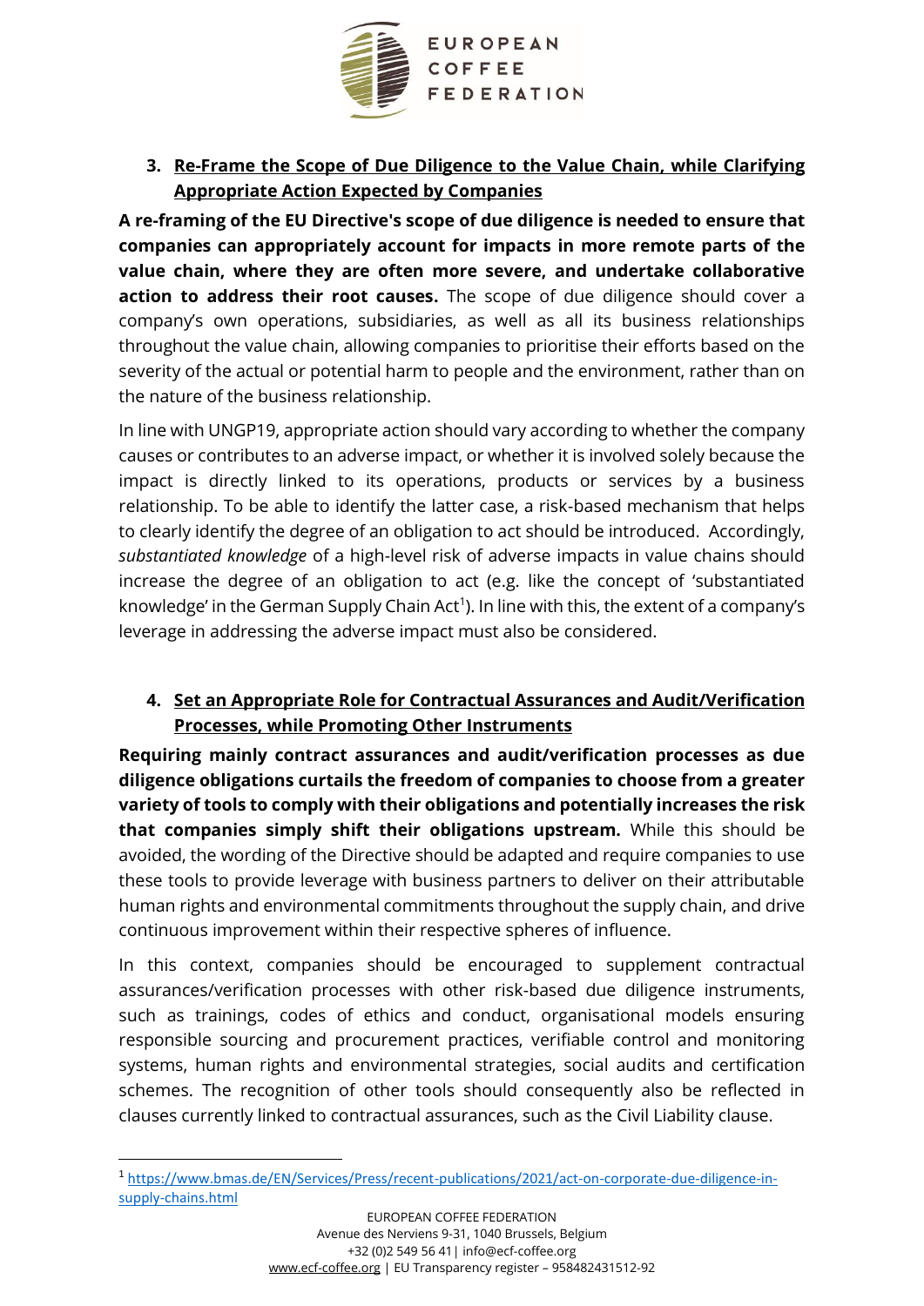### 3. Re-Frame the Scope of Due Diligence to the Value Chain, while Clarifying Appropriate Action Expected by Companies

**A re-framing of the EU Directive's scope of due diligence is needed to ensure that companies can appropriately account for impacts in more remote parts of the value chain, where they are often more severe, and undertake collaborative action to address their root causes.** The scope of due diligence should cover a company's own operations, subsidiaries, as well as all its business relationships throughout the value chain, allowing companies to prioritise their efforts based on the severity of the actual or potential harm to people and the environment, rather than on the nature of the business relationship.

In line with UNGP19, appropriate action should vary according to whether the company causes or contributes to an adverse impact, or whether it is involved solely because the impact is directly linked to its operations, products or services by a business relationship. To be able to identify the latter case, a risk-based mechanism that helps to clearly identify the degree of an obligation to act should be introduced. Accordingly, *substantiated knowledge* of a high-level risk of adverse impacts in value chains should increase the degree of an obligation to act (e.g. like the concept of 'substantiated knowledge' in the German Supply Chain Act[1]). In line with this, the extent of a company's leverage in addressing the adverse impact must also be considered.

### 4. Set an Appropriate Role for Contractual Assurances and Audit/Verification Processes, while Promoting Other Instruments

**Requiring mainly contract assurances and audit/verification processes as due diligence obligations curtails the freedom of companies to choose from a greater variety of tools to comply with their obligations and potentially increases the risk that companies simply shift their obligations upstream.** While this should be avoided, the wording of the Directive should be adapted and require companies to use these tools to provide leverage with business partners to deliver on their attributable human rights and environmental commitments throughout the supply chain, and drive continuous improvement within their respective spheres of influence.

In this context, companies should be encouraged to supplement contractual assurances/verification processes with other risk-based due diligence instruments, such as trainings, codes of ethics and conduct, organisational models ensuring responsible sourcing and procurement practices, verifiable control and monitoring systems, human rights and environmental strategies, social audits and certification schemes. The recognition of other tools should consequently also be reflected in clauses currently linked to contractual assurances, such as the Civil Liability clause.

[1] https://www.bmas.de/EN/Services/Press/recent-publications/2021/act-on-corporate-due-diligence-in-supply-chains.html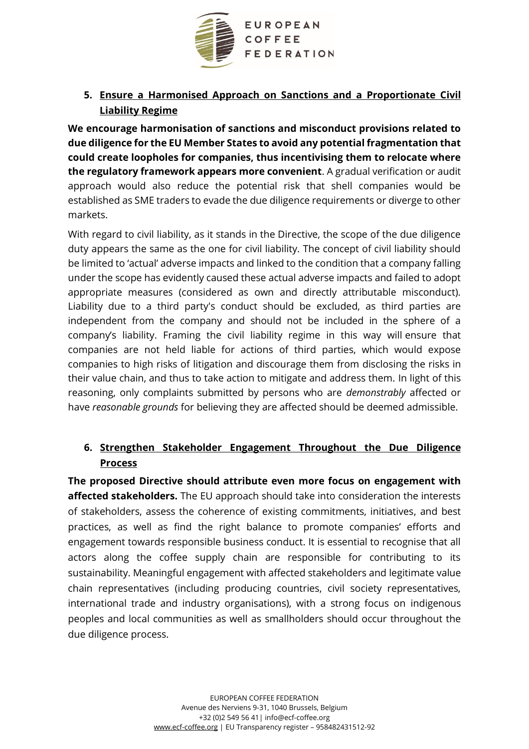## 5. Ensure a Harmonised Approach on Sanctions and a Proportionate Civil Liability Regime

**We encourage harmonisation of sanctions and misconduct provisions related to due diligence for the EU Member States to avoid any potential fragmentation that could create loopholes for companies, thus incentivising them to relocate where the regulatory framework appears more convenient**. A gradual verification or audit approach would also reduce the potential risk that shell companies would be established as SME traders to evade the due diligence requirements or diverge to other markets.

With regard to civil liability, as it stands in the Directive, the scope of the due diligence duty appears the same as the one for civil liability. The concept of civil liability should be limited to 'actual' adverse impacts and linked to the condition that a company falling under the scope has evidently caused these actual adverse impacts and failed to adopt appropriate measures (considered as own and directly attributable misconduct). Liability due to a third party's conduct should be excluded, as third parties are independent from the company and should not be included in the sphere of a company's liability. Framing the civil liability regime in this way will ensure that companies are not held liable for actions of third parties, which would expose companies to high risks of litigation and discourage them from disclosing the risks in their value chain, and thus to take action to mitigate and address them. In light of this reasoning, only complaints submitted by persons who are *demonstrably* affected or have *reasonable grounds* for believing they are affected should be deemed admissible.

## 6. Strengthen Stakeholder Engagement Throughout the Due Diligence Process

**The proposed Directive should attribute even more focus on engagement with affected stakeholders.** The EU approach should take into consideration the interests of stakeholders, assess the coherence of existing commitments, initiatives, and best practices, as well as find the right balance to promote companies' efforts and engagement towards responsible business conduct. It is essential to recognise that all actors along the coffee supply chain are responsible for contributing to its sustainability. Meaningful engagement with affected stakeholders and legitimate value chain representatives (including producing countries, civil society representatives, international trade and industry organisations), with a strong focus on indigenous peoples and local communities as well as smallholders should occur throughout the due diligence process.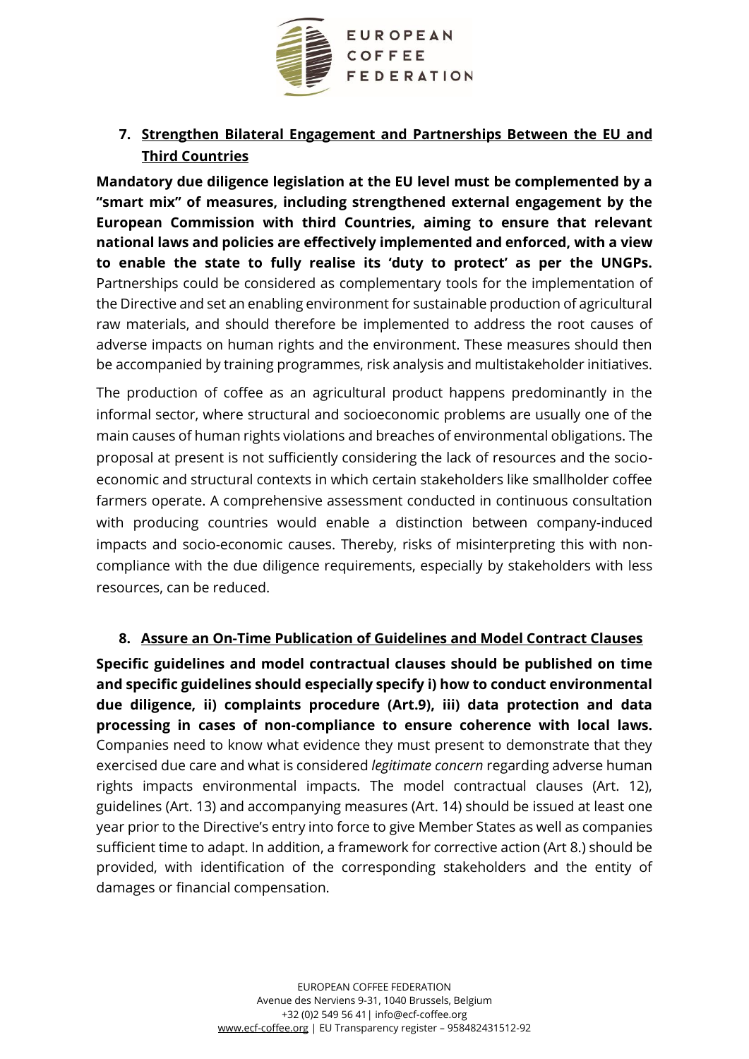## 7. Strengthen Bilateral Engagement and Partnerships Between the EU and Third Countries

**Mandatory due diligence legislation at the EU level must be complemented by a "smart mix" of measures, including strengthened external engagement by the European Commission with third Countries, aiming to ensure that relevant national laws and policies are effectively implemented and enforced, with a view to enable the state to fully realise its 'duty to protect' as per the UNGPs.** Partnerships could be considered as complementary tools for the implementation of the Directive and set an enabling environment for sustainable production of agricultural raw materials, and should therefore be implemented to address the root causes of adverse impacts on human rights and the environment. These measures should then be accompanied by training programmes, risk analysis and multistakeholder initiatives.

The production of coffee as an agricultural product happens predominantly in the informal sector, where structural and socioeconomic problems are usually one of the main causes of human rights violations and breaches of environmental obligations. The proposal at present is not sufficiently considering the lack of resources and the socio-economic and structural contexts in which certain stakeholders like smallholder coffee farmers operate. A comprehensive assessment conducted in continuous consultation with producing countries would enable a distinction between company-induced impacts and socio-economic causes. Thereby, risks of misinterpreting this with non-compliance with the due diligence requirements, especially by stakeholders with less resources, can be reduced.

## 8. Assure an On-Time Publication of Guidelines and Model Contract Clauses

**Specific guidelines and model contractual clauses should be published on time and specific guidelines should especially specify i) how to conduct environmental due diligence, ii) complaints procedure (Art.9), iii) data protection and data processing in cases of non-compliance to ensure coherence with local laws.** Companies need to know what evidence they must present to demonstrate that they exercised due care and what is considered *legitimate concern* regarding adverse human rights impacts environmental impacts. The model contractual clauses (Art. 12), guidelines (Art. 13) and accompanying measures (Art. 14) should be issued at least one year prior to the Directive's entry into force to give Member States as well as companies sufficient time to adapt. In addition, a framework for corrective action (Art 8.) should be provided, with identification of the corresponding stakeholders and the entity of damages or financial compensation.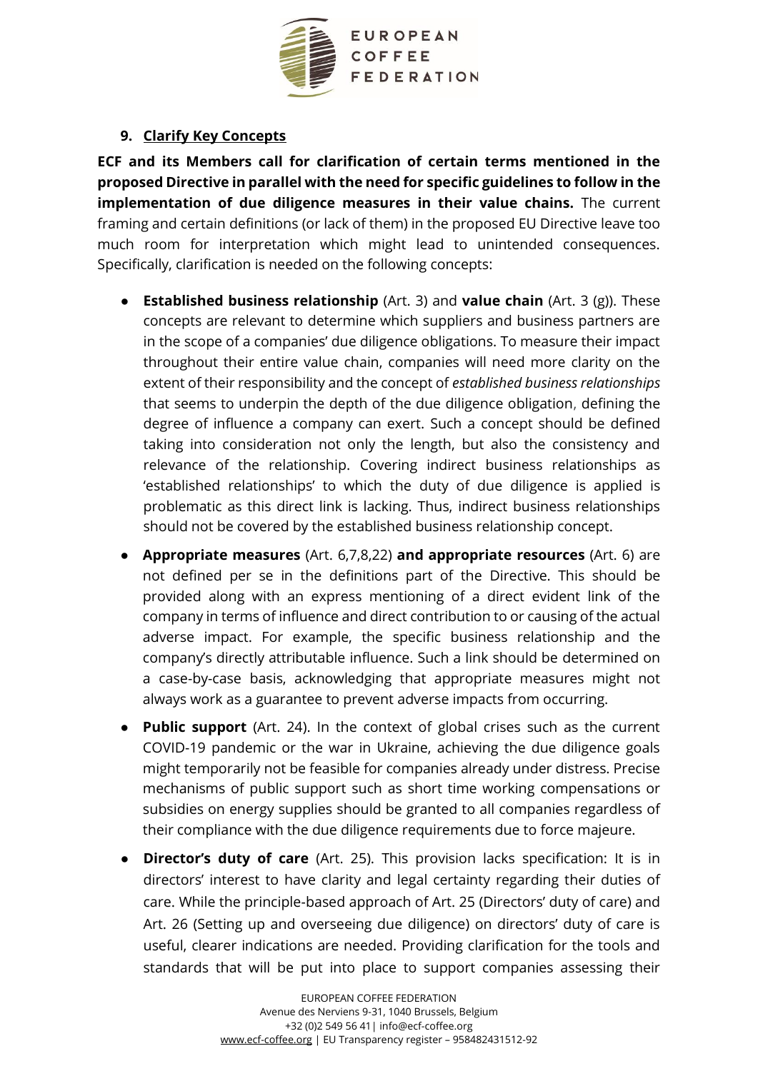**9. Clarify Key Concepts**

**ECF and its Members call for clarification of certain terms mentioned in the proposed Directive in parallel with the need for specific guidelines to follow in the implementation of due diligence measures in their value chains.** The current framing and certain definitions (or lack of them) in the proposed EU Directive leave too much room for interpretation which might lead to unintended consequences. Specifically, clarification is needed on the following concepts:

- **Established business relationship** (Art. 3) and **value chain** (Art. 3 (g)). These concepts are relevant to determine which suppliers and business partners are in the scope of a companies' due diligence obligations. To measure their impact throughout their entire value chain, companies will need more clarity on the extent of their responsibility and the concept of *established business relationships* that seems to underpin the depth of the due diligence obligation, defining the degree of influence a company can exert. Such a concept should be defined taking into consideration not only the length, but also the consistency and relevance of the relationship. Covering indirect business relationships as 'established relationships' to which the duty of due diligence is applied is problematic as this direct link is lacking. Thus, indirect business relationships should not be covered by the established business relationship concept.
- **Appropriate measures** (Art. 6,7,8,22) **and appropriate resources** (Art. 6) are not defined per se in the definitions part of the Directive. This should be provided along with an express mentioning of a direct evident link of the company in terms of influence and direct contribution to or causing of the actual adverse impact. For example, the specific business relationship and the company's directly attributable influence. Such a link should be determined on a case-by-case basis, acknowledging that appropriate measures might not always work as a guarantee to prevent adverse impacts from occurring.
- **Public support** (Art. 24). In the context of global crises such as the current COVID-19 pandemic or the war in Ukraine, achieving the due diligence goals might temporarily not be feasible for companies already under distress. Precise mechanisms of public support such as short time working compensations or subsidies on energy supplies should be granted to all companies regardless of their compliance with the due diligence requirements due to force majeure.
- **Director's duty of care** (Art. 25). This provision lacks specification: It is in directors' interest to have clarity and legal certainty regarding their duties of care. While the principle-based approach of Art. 25 (Directors' duty of care) and Art. 26 (Setting up and overseeing due diligence) on directors' duty of care is useful, clearer indications are needed. Providing clarification for the tools and standards that will be put into place to support companies assessing their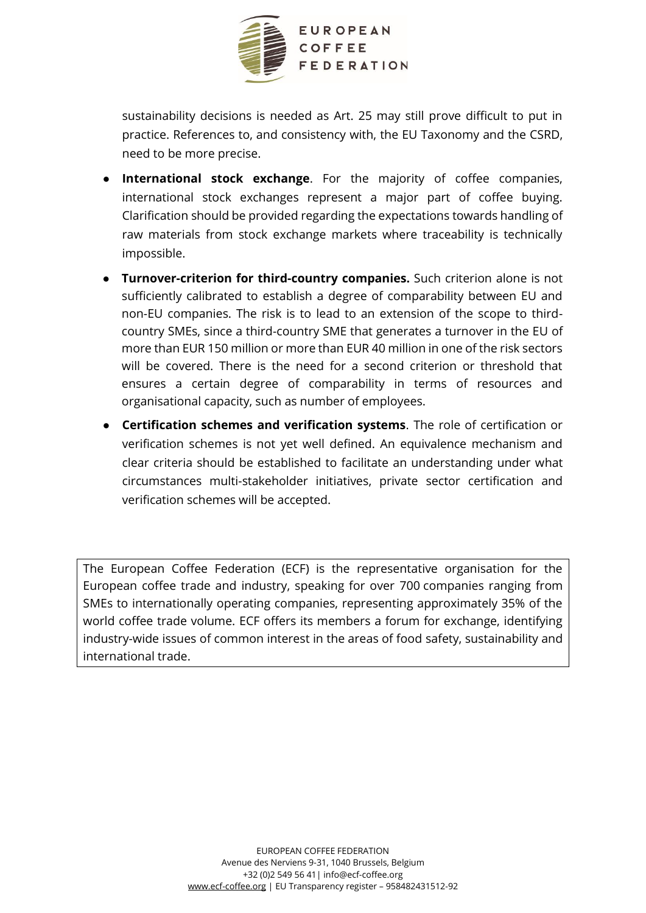sustainability decisions is needed as Art. 25 may still prove difficult to put in practice. References to, and consistency with, the EU Taxonomy and the CSRD, need to be more precise.

- **International stock exchange**. For the majority of coffee companies, international stock exchanges represent a major part of coffee buying. Clarification should be provided regarding the expectations towards handling of raw materials from stock exchange markets where traceability is technically impossible.
- **Turnover-criterion for third-country companies.** Such criterion alone is not sufficiently calibrated to establish a degree of comparability between EU and non-EU companies. The risk is to lead to an extension of the scope to third-country SMEs, since a third-country SME that generates a turnover in the EU of more than EUR 150 million or more than EUR 40 million in one of the risk sectors will be covered. There is the need for a second criterion or threshold that ensures a certain degree of comparability in terms of resources and organisational capacity, such as number of employees.
- **Certification schemes and verification systems**. The role of certification or verification schemes is not yet well defined. An equivalence mechanism and clear criteria should be established to facilitate an understanding under what circumstances multi-stakeholder initiatives, private sector certification and verification schemes will be accepted.

The European Coffee Federation (ECF) is the representative organisation for the European coffee trade and industry, speaking for over 700 companies ranging from SMEs to internationally operating companies, representing approximately 35% of the world coffee trade volume. ECF offers its members a forum for exchange, identifying industry-wide issues of common interest in the areas of food safety, sustainability and international trade.